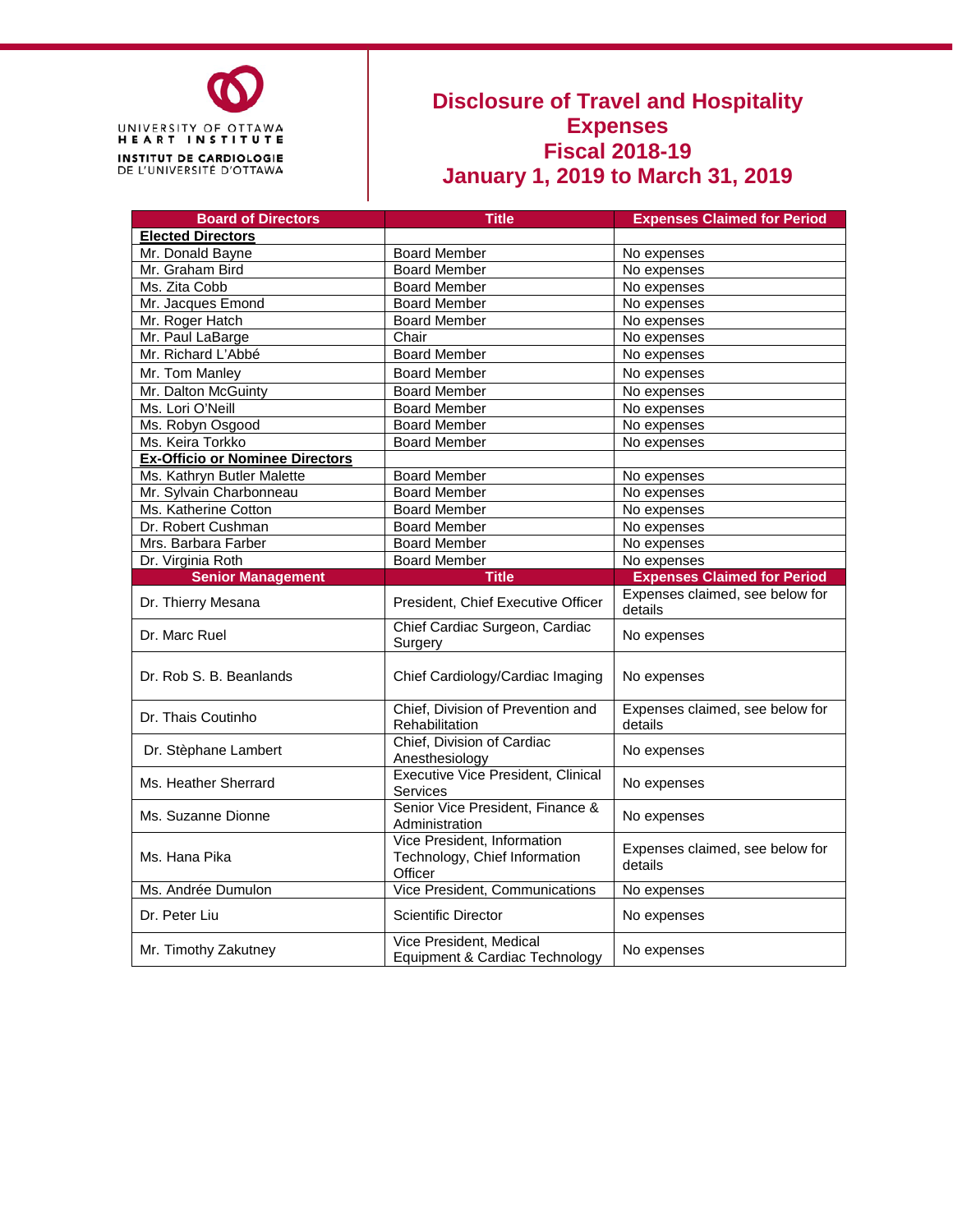UNIVERSITY OF OTTAWA HEART INSTITUTE
INSTITUT DE CARDIOLOGIE DE L'UNIVERSITÉ D'OTTAWA

# Disclosure of Travel and Hospitality Expenses Fiscal 2018-19 January 1, 2019 to March 31, 2019

| Board of Directors | Title | Expenses Claimed for Period |
|---|---|---|
| **Elected Directors** | | |
| Mr. Donald Bayne | Board Member | No expenses |
| Mr. Graham Bird | Board Member | No expenses |
| Ms. Zita Cobb | Board Member | No expenses |
| Mr. Jacques Emond | Board Member | No expenses |
| Mr. Roger Hatch | Board Member | No expenses |
| Mr. Paul LaBarge | Chair | No expenses |
| Mr. Richard L'Abbé | Board Member | No expenses |
| Mr. Tom Manley | Board Member | No expenses |
| Mr. Dalton McGuinty | Board Member | No expenses |
| Ms. Lori O'Neill | Board Member | No expenses |
| Ms. Robyn Osgood | Board Member | No expenses |
| Ms. Keira Torkko | Board Member | No expenses |
| **Ex-Officio or Nominee Directors** | | |
| Ms. Kathryn Butler Malette | Board Member | No expenses |
| Mr. Sylvain Charbonneau | Board Member | No expenses |
| Ms. Katherine Cotton | Board Member | No expenses |
| Dr. Robert Cushman | Board Member | No expenses |
| Mrs. Barbara Farber | Board Member | No expenses |
| Dr. Virginia Roth | Board Member | No expenses |
| **Senior Management** | **Title** | **Expenses Claimed for Period** |
| Dr. Thierry Mesana | President, Chief Executive Officer | Expenses claimed, see below for details |
| Dr. Marc Ruel | Chief Cardiac Surgeon, Cardiac Surgery | No expenses |
| Dr. Rob S. B. Beanlands | Chief Cardiology/Cardiac Imaging | No expenses |
| Dr. Thais Coutinho | Chief, Division of Prevention and Rehabilitation | Expenses claimed, see below for details |
| Dr. Stèphane Lambert | Chief, Division of Cardiac Anesthesiology | No expenses |
| Ms. Heather Sherrard | Executive Vice President, Clinical Services | No expenses |
| Ms. Suzanne Dionne | Senior Vice President, Finance & Administration | No expenses |
| Ms. Hana Pika | Vice President, Information Technology, Chief Information Officer | Expenses claimed, see below for details |
| Ms. Andrée Dumulon | Vice President, Communications | No expenses |
| Dr. Peter Liu | Scientific Director | No expenses |
| Mr. Timothy Zakutney | Vice President, Medical Equipment & Cardiac Technology | No expenses |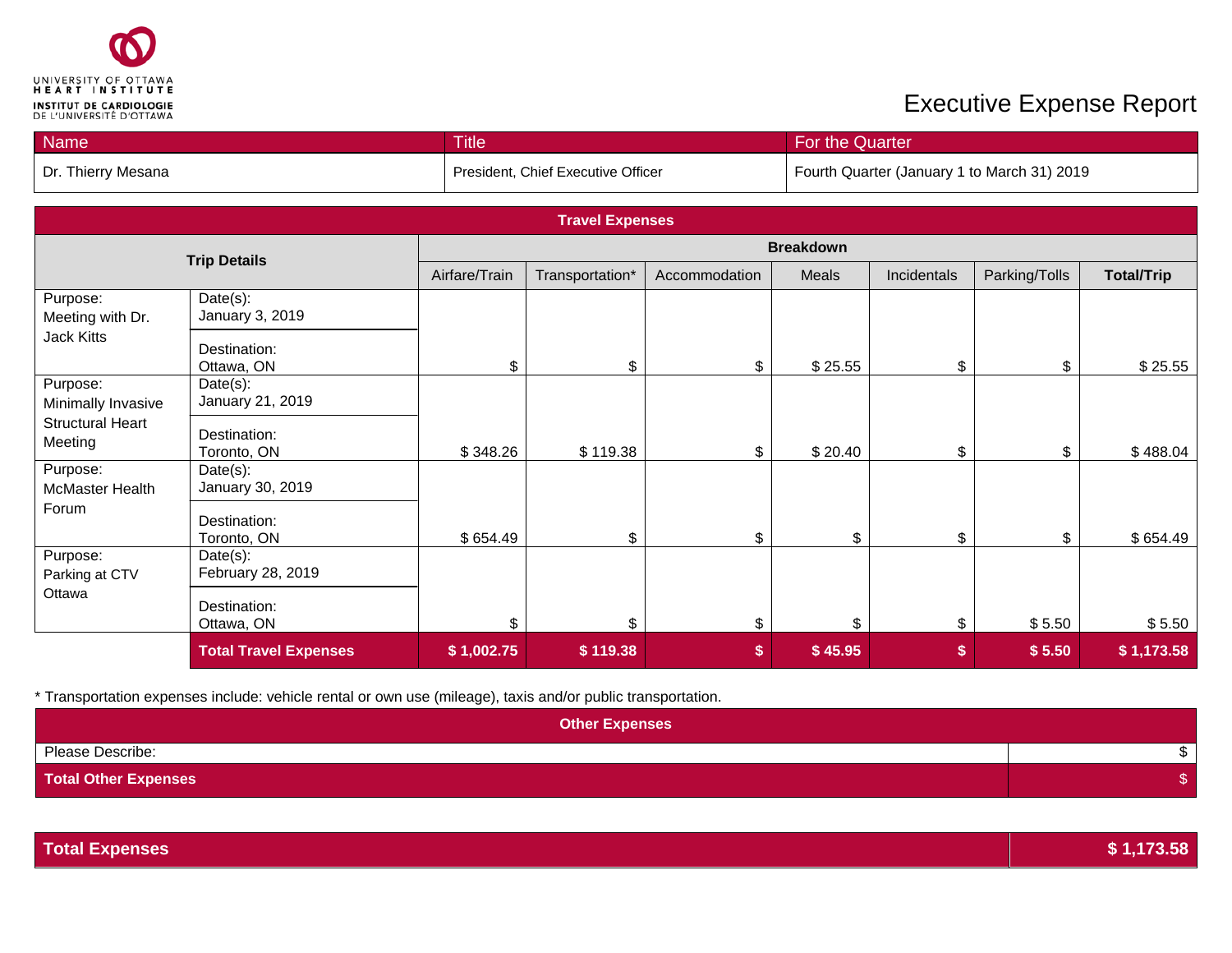UNIVERSITY OF OTTAWA HEART INSTITUTE
INSTITUT DE CARDIOLOGIE DE L'UNIVERSITÉ D'OTTAWA

# Executive Expense Report

| Name | Title | For the Quarter |
|---|---|---|
| Dr. Thierry Mesana | President, Chief Executive Officer | Fourth Quarter (January 1 to March 31) 2019 |

**Travel Expenses**

| **Trip Details** | | **Breakdown** | | | | | | |
|---|---|---|---|---|---|---|---|---|
| | | Airfare/Train | Transportation* | Accommodation | Meals | Incidentals | Parking/Tolls | **Total/Trip** |
| Purpose: Meeting with Dr. Jack Kitts | Date(s): January 3, 2019<br>Destination: Ottawa, ON | $ | $ | $ | $ 25.55 | $ | $ | $ 25.55 |
| Purpose: Minimally Invasive Structural Heart Meeting | Date(s): January 21, 2019<br>Destination: Toronto, ON | $ 348.26 | $ 119.38 | $ | $ 20.40 | $ | $ | $ 488.04 |
| Purpose: McMaster Health Forum | Date(s): January 30, 2019<br>Destination: Toronto, ON | $ 654.49 | $ | $ | $ | $ | $ | $ 654.49 |
| Purpose: Parking at CTV Ottawa | Date(s): February 28, 2019<br>Destination: Ottawa, ON | $ | $ | $ | $ | $ | $ 5.50 | $ 5.50 |
| | **Total Travel Expenses** | **$ 1,002.75** | **$ 119.38** | **$** | **$ 45.95** | **$** | **$ 5.50** | **$ 1,173.58** |

* Transportation expenses include: vehicle rental or own use (mileage), taxis and/or public transportation.

| **Other Expenses** | |
|---|---|
| Please Describe: | $ |
| **Total Other Expenses** | $ |

| **Total Expenses** | **$ 1,173.58** |
|---|---|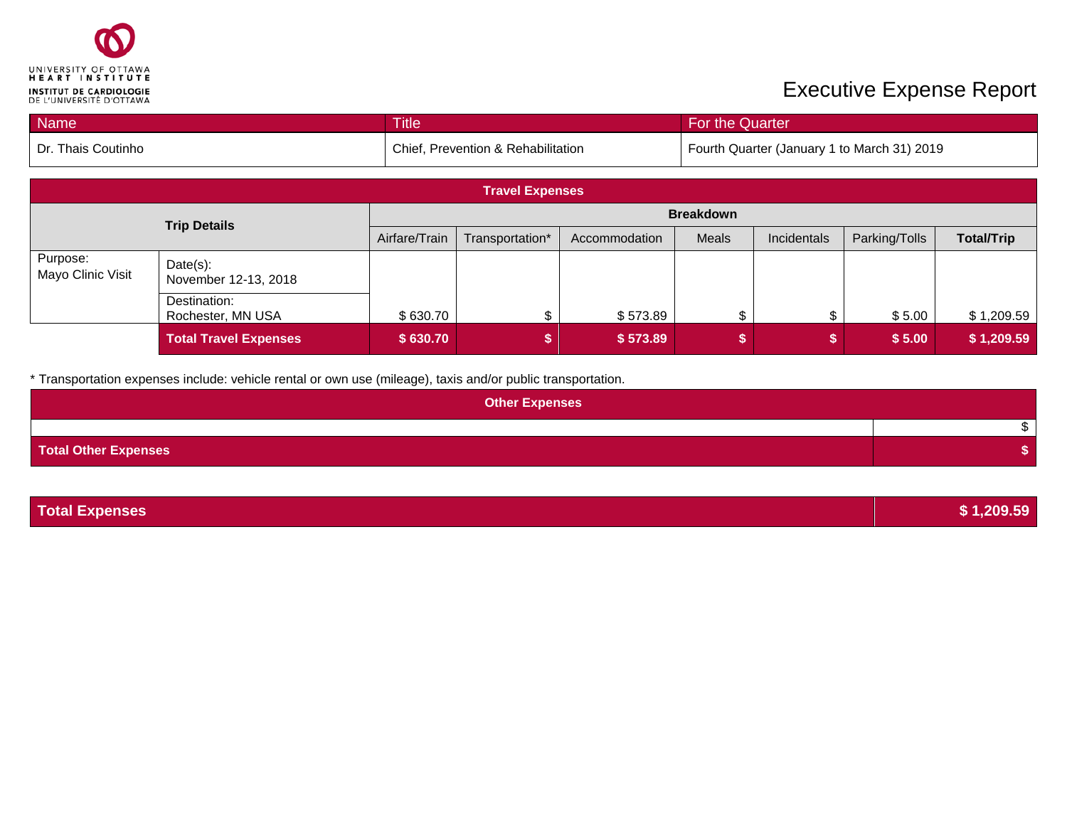UNIVERSITY OF OTTAWA HEART INSTITUTE
INSTITUT DE CARDIOLOGIE DE L'UNIVERSITÉ D'OTTAWA

# Executive Expense Report

| Name | Title | For the Quarter |
|---|---|---|
| Dr. Thais Coutinho | Chief, Prevention & Rehabilitation | Fourth Quarter (January 1 to March 31) 2019 |

| Travel Expenses | | | | | | | | |
|---|---|---|---|---|---|---|---|---|
| **Trip Details** | | **Breakdown** | | | | | | |
| | | Airfare/Train | Transportation* | Accommodation | Meals | Incidentals | Parking/Tolls | **Total/Trip** |
| Purpose: Mayo Clinic Visit | Date(s): November 12-13, 2018 Destination: Rochester, MN USA | $ 630.70 | $ | $ 573.89 | $ | $ | $ 5.00 | $ 1,209.59 |
| | **Total Travel Expenses** | **$ 630.70** | **$** | **$ 573.89** | **$** | **$** | **$ 5.00** | **$ 1,209.59** |

* Transportation expenses include: vehicle rental or own use (mileage), taxis and/or public transportation.

| Other Expenses | |
|---|---|
| | $ |
| **Total Other Expenses** | **$** |

| **Total Expenses** | **$ 1,209.59** |
|---|---|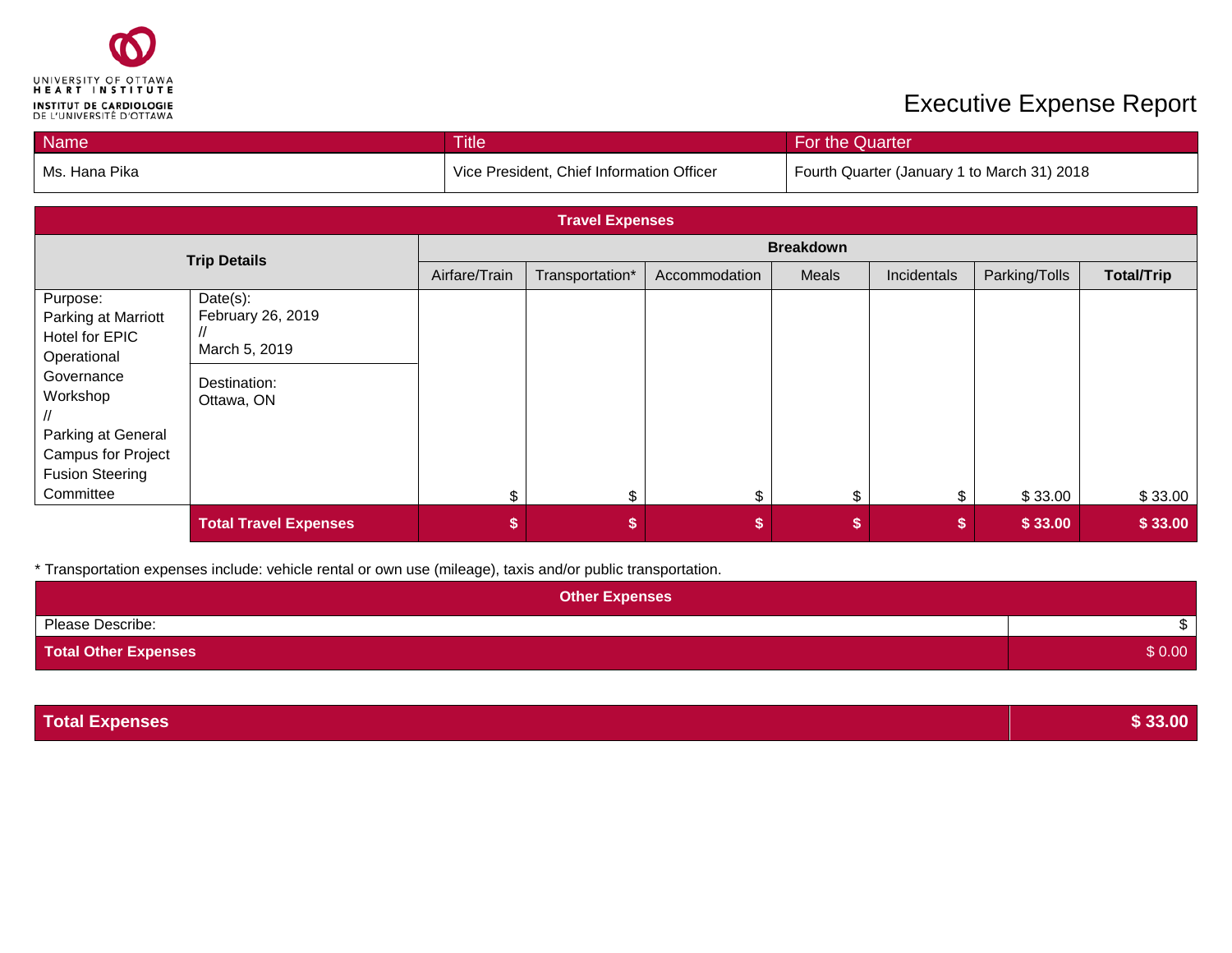# Executive Expense Report

| Name | Title | For the Quarter |
|---|---|---|
| Ms. Hana Pika | Vice President, Chief Information Officer | Fourth Quarter (January 1 to March 31) 2018 |

| Travel Expenses | | | | | | | | |
|---|---|---|---|---|---|---|---|---|
| **Trip Details** | | **Breakdown** | | | | | | |
| | | Airfare/Train | Transportation* | Accommodation | Meals | Incidentals | Parking/Tolls | **Total/Trip** |
| Purpose: Parking at Marriott Hotel for EPIC Operational Governance Workshop // Parking at General Campus for Project Fusion Steering Committee | Date(s): February 26, 2019 // March 5, 2019<br>Destination: Ottawa, ON | $ | $ | $ | $ | $ | $ 33.00 | $ 33.00 |
| | **Total Travel Expenses** | **$** | **$** | **$** | **$** | **$** | **$ 33.00** | **$ 33.00** |

* Transportation expenses include: vehicle rental or own use (mileage), taxis and/or public transportation.

| Other Expenses | |
|---|---|
| Please Describe: | $ |
| **Total Other Expenses** | $ 0.00 |

| | |
|---|---|
| **Total Expenses** | **$ 33.00** |